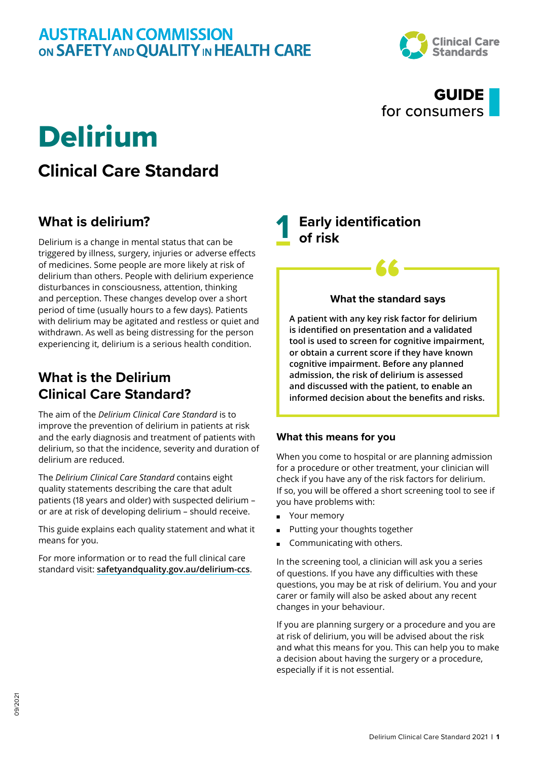AUSTRALIAN COMMISSION ON SAFETY AND QUALITY IN HEALTH CARE

Clinical Care Standards

**GUIDE** for consumers

# Delirium

## Clinical Care Standard

### What is delirium?

Delirium is a change in mental status that can be triggered by illness, surgery, injuries or adverse effects of medicines. Some people are more likely at risk of delirium than others. People with delirium experience disturbances in consciousness, attention, thinking and perception. These changes develop over a short period of time (usually hours to a few days). Patients with delirium may be agitated and restless or quiet and withdrawn. As well as being distressing for the person experiencing it, delirium is a serious health condition.

### What is the Delirium Clinical Care Standard?

The aim of the *Delirium Clinical Care Standard* is to improve the prevention of delirium in patients at risk and the early diagnosis and treatment of patients with delirium, so that the incidence, severity and duration of delirium are reduced.

The *Delirium Clinical Care Standard* contains eight quality statements describing the care that adult patients (18 years and older) with suspected delirium – or are at risk of developing delirium – should receive.

This guide explains each quality statement and what it means for you.

For more information or to read the full clinical care standard visit: **safetyandquality.gov.au/delirium-ccs**.

### 1 Early identification of risk

**What the standard says**

**A patient with any key risk factor for delirium is identified on presentation and a validated tool is used to screen for cognitive impairment, or obtain a current score if they have known cognitive impairment. Before any planned admission, the risk of delirium is assessed and discussed with the patient, to enable an informed decision about the benefits and risks.**

#### What this means for you

When you come to hospital or are planning admission for a procedure or other treatment, your clinician will check if you have any of the risk factors for delirium. If so, you will be offered a short screening tool to see if you have problems with:

- Your memory
- Putting your thoughts together
- Communicating with others.

In the screening tool, a clinician will ask you a series of questions. If you have any difficulties with these questions, you may be at risk of delirium. You and your carer or family will also be asked about any recent changes in your behaviour.

If you are planning surgery or a procedure and you are at risk of delirium, you will be advised about the risk and what this means for you. This can help you to make a decision about having the surgery or a procedure, especially if it is not essential.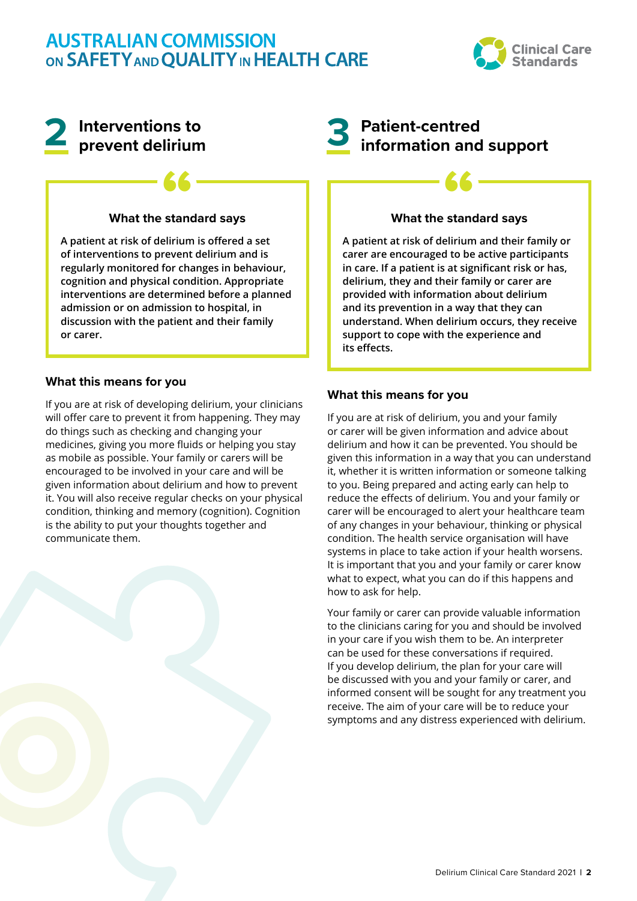## 2 Interventions to prevent delirium

### What the standard says

**A patient at risk of delirium is offered a set of interventions to prevent delirium and is regularly monitored for changes in behaviour, cognition and physical condition. Appropriate interventions are determined before a planned admission or on admission to hospital, in discussion with the patient and their family or carer.**

### What this means for you

If you are at risk of developing delirium, your clinicians will offer care to prevent it from happening. They may do things such as checking and changing your medicines, giving you more fluids or helping you stay as mobile as possible. Your family or carers will be encouraged to be involved in your care and will be given information about delirium and how to prevent it. You will also receive regular checks on your physical condition, thinking and memory (cognition). Cognition is the ability to put your thoughts together and communicate them.

## 3 Patient-centred information and support

### What the standard says

**A patient at risk of delirium and their family or carer are encouraged to be active participants in care. If a patient is at significant risk or has, delirium, they and their family or carer are provided with information about delirium and its prevention in a way that they can understand. When delirium occurs, they receive support to cope with the experience and its effects.**

### What this means for you

If you are at risk of delirium, you and your family or carer will be given information and advice about delirium and how it can be prevented. You should be given this information in a way that you can understand it, whether it is written information or someone talking to you. Being prepared and acting early can help to reduce the effects of delirium. You and your family or carer will be encouraged to alert your healthcare team of any changes in your behaviour, thinking or physical condition. The health service organisation will have systems in place to take action if your health worsens. It is important that you and your family or carer know what to expect, what you can do if this happens and how to ask for help.

Your family or carer can provide valuable information to the clinicians caring for you and should be involved in your care if you wish them to be. An interpreter can be used for these conversations if required. If you develop delirium, the plan for your care will be discussed with you and your family or carer, and informed consent will be sought for any treatment you receive. The aim of your care will be to reduce your symptoms and any distress experienced with delirium.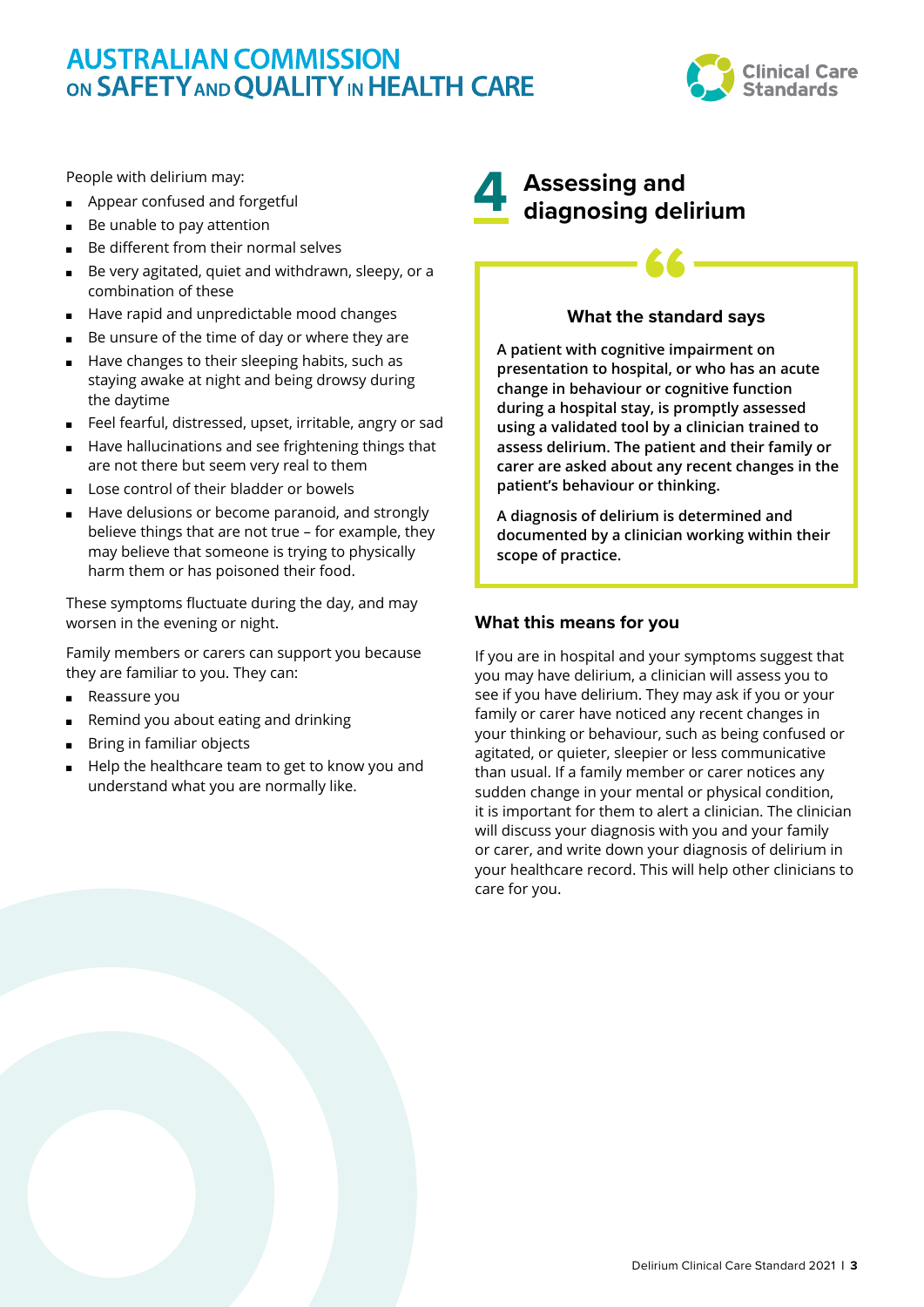People with delirium may:

- Appear confused and forgetful
- Be unable to pay attention
- Be different from their normal selves
- Be very agitated, quiet and withdrawn, sleepy, or a combination of these
- Have rapid and unpredictable mood changes
- Be unsure of the time of day or where they are
- Have changes to their sleeping habits, such as staying awake at night and being drowsy during the daytime
- Feel fearful, distressed, upset, irritable, angry or sad
- Have hallucinations and see frightening things that are not there but seem very real to them
- Lose control of their bladder or bowels
- Have delusions or become paranoid, and strongly believe things that are not true – for example, they may believe that someone is trying to physically harm them or has poisoned their food.

These symptoms fluctuate during the day, and may worsen in the evening or night.

Family members or carers can support you because they are familiar to you. They can:

- Reassure you
- Remind you about eating and drinking
- Bring in familiar objects
- Help the healthcare team to get to know you and understand what you are normally like.

# 4 Assessing and diagnosing delirium

### What the standard says

**A patient with cognitive impairment on presentation to hospital, or who has an acute change in behaviour or cognitive function during a hospital stay, is promptly assessed using a validated tool by a clinician trained to assess delirium. The patient and their family or carer are asked about any recent changes in the patient's behaviour or thinking.**

**A diagnosis of delirium is determined and documented by a clinician working within their scope of practice.**

### What this means for you

If you are in hospital and your symptoms suggest that you may have delirium, a clinician will assess you to see if you have delirium. They may ask if you or your family or carer have noticed any recent changes in your thinking or behaviour, such as being confused or agitated, or quieter, sleepier or less communicative than usual. If a family member or carer notices any sudden change in your mental or physical condition, it is important for them to alert a clinician. The clinician will discuss your diagnosis with you and your family or carer, and write down your diagnosis of delirium in your healthcare record. This will help other clinicians to care for you.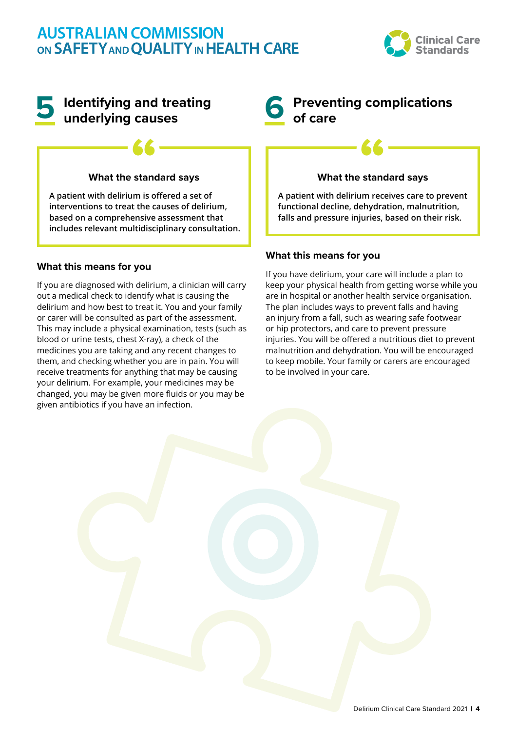## 5 Identifying and treating underlying causes

### What the standard says

**A patient with delirium is offered a set of interventions to treat the causes of delirium, based on a comprehensive assessment that includes relevant multidisciplinary consultation.**

### What this means for you

If you are diagnosed with delirium, a clinician will carry out a medical check to identify what is causing the delirium and how best to treat it. You and your family or carer will be consulted as part of the assessment. This may include a physical examination, tests (such as blood or urine tests, chest X-ray), a check of the medicines you are taking and any recent changes to them, and checking whether you are in pain. You will receive treatments for anything that may be causing your delirium. For example, your medicines may be changed, you may be given more fluids or you may be given antibiotics if you have an infection.

## 6 Preventing complications of care

### What the standard says

**A patient with delirium receives care to prevent functional decline, dehydration, malnutrition, falls and pressure injuries, based on their risk.**

### What this means for you

If you have delirium, your care will include a plan to keep your physical health from getting worse while you are in hospital or another health service organisation. The plan includes ways to prevent falls and having an injury from a fall, such as wearing safe footwear or hip protectors, and care to prevent pressure injuries. You will be offered a nutritious diet to prevent malnutrition and dehydration. You will be encouraged to keep mobile. Your family or carers are encouraged to be involved in your care.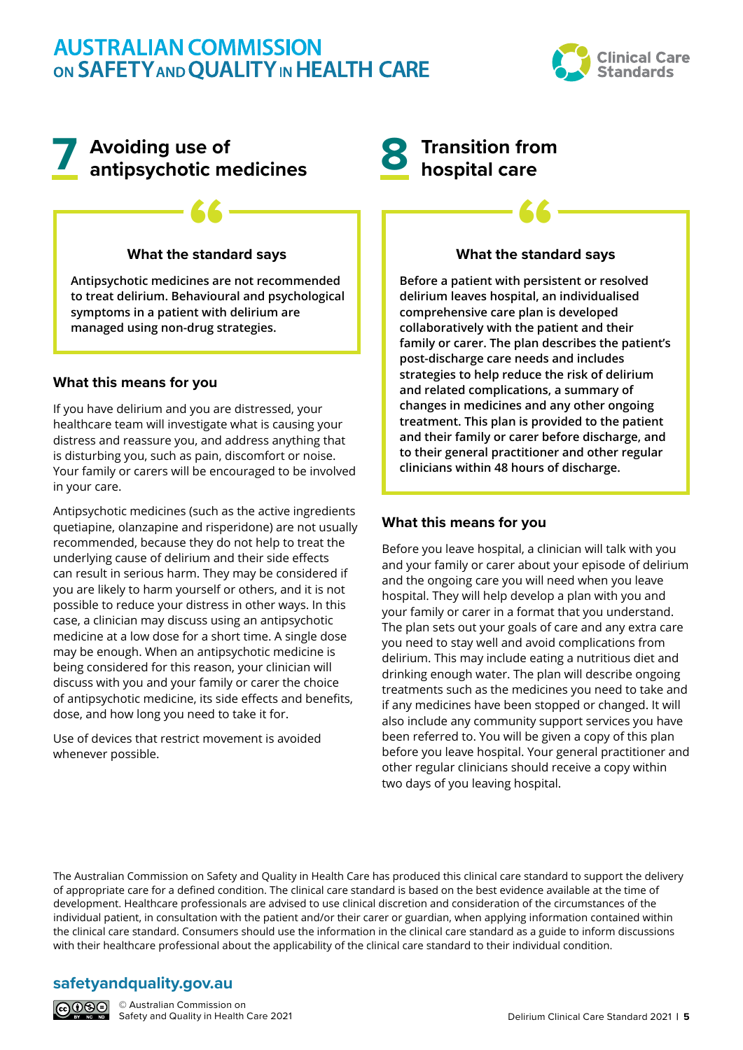## 7 Avoiding use of antipsychotic medicines

### What the standard says

**Antipsychotic medicines are not recommended to treat delirium. Behavioural and psychological symptoms in a patient with delirium are managed using non-drug strategies.**

### What this means for you

If you have delirium and you are distressed, your healthcare team will investigate what is causing your distress and reassure you, and address anything that is disturbing you, such as pain, discomfort or noise. Your family or carers will be encouraged to be involved in your care.

Antipsychotic medicines (such as the active ingredients quetiapine, olanzapine and risperidone) are not usually recommended, because they do not help to treat the underlying cause of delirium and their side effects can result in serious harm. They may be considered if you are likely to harm yourself or others, and it is not possible to reduce your distress in other ways. In this case, a clinician may discuss using an antipsychotic medicine at a low dose for a short time. A single dose may be enough. When an antipsychotic medicine is being considered for this reason, your clinician will discuss with you and your family or carer the choice of antipsychotic medicine, its side effects and benefits, dose, and how long you need to take it for.

Use of devices that restrict movement is avoided whenever possible.

## 8 Transition from hospital care

### What the standard says

**Before a patient with persistent or resolved delirium leaves hospital, an individualised comprehensive care plan is developed collaboratively with the patient and their family or carer. The plan describes the patient's post-discharge care needs and includes strategies to help reduce the risk of delirium and related complications, a summary of changes in medicines and any other ongoing treatment. This plan is provided to the patient and their family or carer before discharge, and to their general practitioner and other regular clinicians within 48 hours of discharge.**

### What this means for you

Before you leave hospital, a clinician will talk with you and your family or carer about your episode of delirium and the ongoing care you will need when you leave hospital. They will help develop a plan with you and your family or carer in a format that you understand. The plan sets out your goals of care and any extra care you need to stay well and avoid complications from delirium. This may include eating a nutritious diet and drinking enough water. The plan will describe ongoing treatments such as the medicines you need to take and if any medicines have been stopped or changed. It will also include any community support services you have been referred to. You will be given a copy of this plan before you leave hospital. Your general practitioner and other regular clinicians should receive a copy within two days of you leaving hospital.

The Australian Commission on Safety and Quality in Health Care has produced this clinical care standard to support the delivery of appropriate care for a defined condition. The clinical care standard is based on the best evidence available at the time of development. Healthcare professionals are advised to use clinical discretion and consideration of the circumstances of the individual patient, in consultation with the patient and/or their carer or guardian, when applying information contained within the clinical care standard. Consumers should use the information in the clinical care standard as a guide to inform discussions with their healthcare professional about the applicability of the clinical care standard to their individual condition.

**safetyandquality.gov.au**

© Australian Commission on Safety and Quality in Health Care 2021